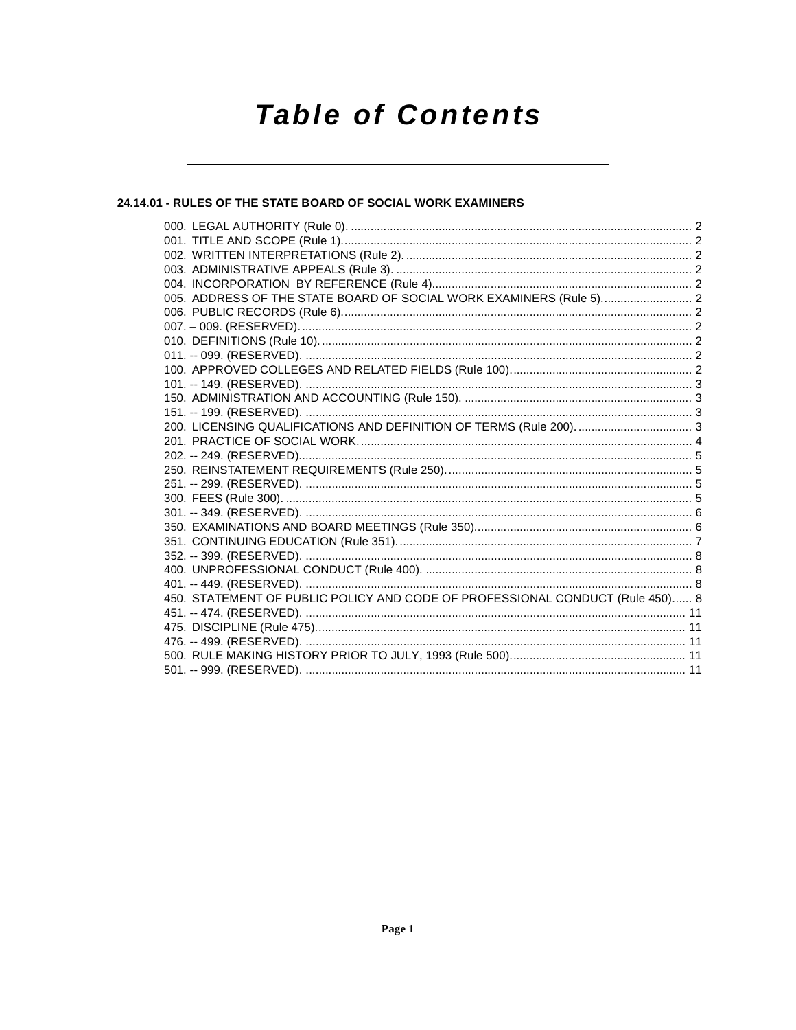# Table of Contents

## 24.14.01 - RULES OF THE STATE BOARD OF SOCIAL WORK EXAMINERS

000. LEGAL AUTHORITY (Rule 0). .... 2
001. TITLE AND SCOPE (Rule 1). .... 2
002. WRITTEN INTERPRETATIONS (Rule 2). .... 2
003. ADMINISTRATIVE APPEALS (Rule 3). .... 2
004. INCORPORATION BY REFERENCE (Rule 4). .... 2
005. ADDRESS OF THE STATE BOARD OF SOCIAL WORK EXAMINERS (Rule 5). .... 2
006. PUBLIC RECORDS (Rule 6). .... 2
007. – 009. (RESERVED). .... 2
010. DEFINITIONS (Rule 10). .... 2
011. -- 099. (RESERVED). .... 2
100. APPROVED COLLEGES AND RELATED FIELDS (Rule 100). .... 2
101. -- 149. (RESERVED). .... 3
150. ADMINISTRATION AND ACCOUNTING (Rule 150). .... 3
151. -- 199. (RESERVED). .... 3
200. LICENSING QUALIFICATIONS AND DEFINITION OF TERMS (Rule 200). .... 3
201. PRACTICE OF SOCIAL WORK. .... 4
202. -- 249. (RESERVED). .... 5
250. REINSTATEMENT REQUIREMENTS (Rule 250). .... 5
251. -- 299. (RESERVED). .... 5
300. FEES (Rule 300). .... 5
301. -- 349. (RESERVED). .... 6
350. EXAMINATIONS AND BOARD MEETINGS (Rule 350). .... 6
351. CONTINUING EDUCATION (Rule 351). .... 7
352. -- 399. (RESERVED). .... 8
400. UNPROFESSIONAL CONDUCT (Rule 400). .... 8
401. -- 449. (RESERVED). .... 8
450. STATEMENT OF PUBLIC POLICY AND CODE OF PROFESSIONAL CONDUCT (Rule 450) .... 8
451. -- 474. (RESERVED). .... 11
475. DISCIPLINE (Rule 475). .... 11
476. -- 499. (RESERVED). .... 11
500. RULE MAKING HISTORY PRIOR TO JULY, 1993 (Rule 500). .... 11
501. -- 999. (RESERVED). .... 11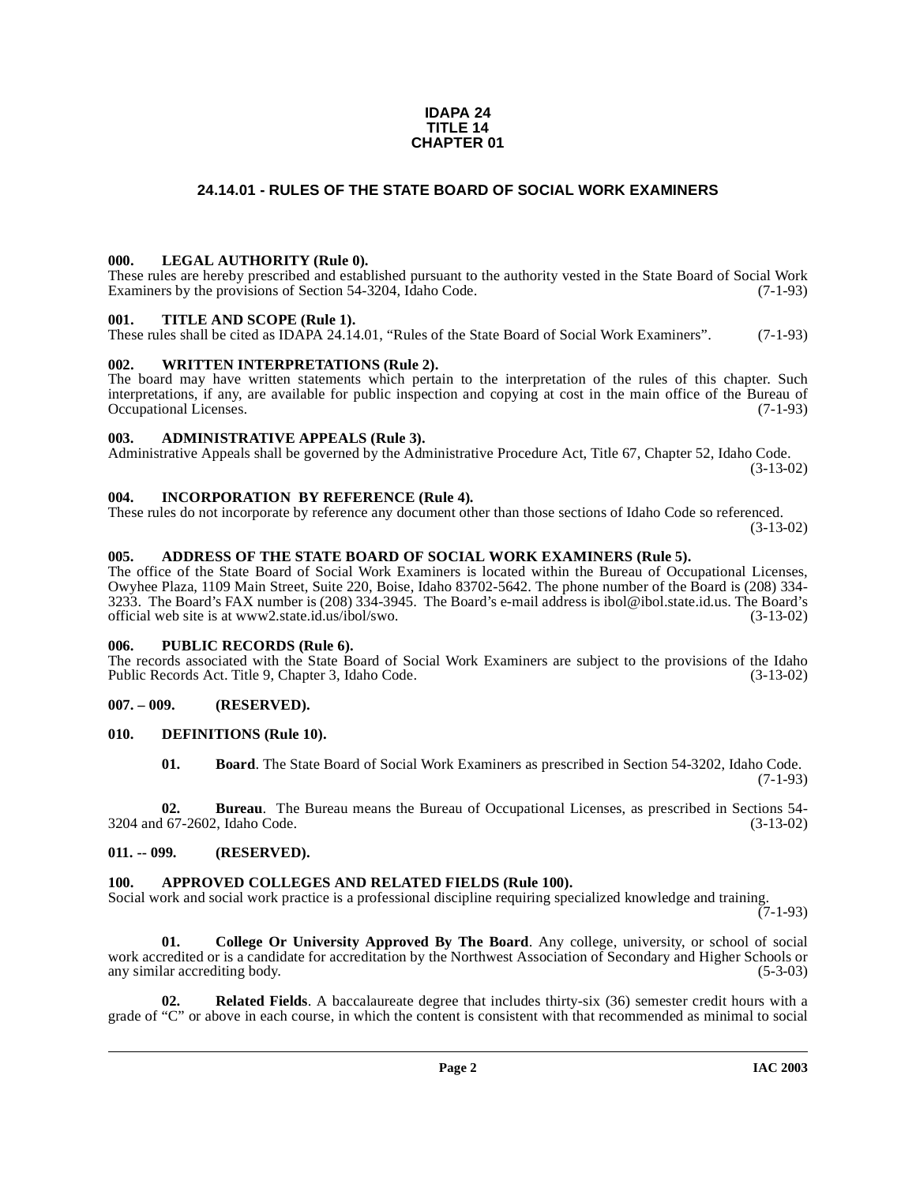**IDAPA 24**
**TITLE 14**
**CHAPTER 01**

## 24.14.01 - RULES OF THE STATE BOARD OF SOCIAL WORK EXAMINERS

### 000. LEGAL AUTHORITY (Rule 0).

These rules are hereby prescribed and established pursuant to the authority vested in the State Board of Social Work Examiners by the provisions of Section 54-3204, Idaho Code. (7-1-93)

### 001. TITLE AND SCOPE (Rule 1).

These rules shall be cited as IDAPA 24.14.01, "Rules of the State Board of Social Work Examiners". (7-1-93)

### 002. WRITTEN INTERPRETATIONS (Rule 2).

The board may have written statements which pertain to the interpretation of the rules of this chapter. Such interpretations, if any, are available for public inspection and copying at cost in the main office of the Bureau of Occupational Licenses. (7-1-93)

### 003. ADMINISTRATIVE APPEALS (Rule 3).

Administrative Appeals shall be governed by the Administrative Procedure Act, Title 67, Chapter 52, Idaho Code. (3-13-02)

### 004. INCORPORATION BY REFERENCE (Rule 4).

These rules do not incorporate by reference any document other than those sections of Idaho Code so referenced. (3-13-02)

### 005. ADDRESS OF THE STATE BOARD OF SOCIAL WORK EXAMINERS (Rule 5).

The office of the State Board of Social Work Examiners is located within the Bureau of Occupational Licenses, Owyhee Plaza, 1109 Main Street, Suite 220, Boise, Idaho 83702-5642. The phone number of the Board is (208) 334-3233. The Board's FAX number is (208) 334-3945. The Board's e-mail address is ibol@ibol.state.id.us. The Board's official web site is at www2.state.id.us/ibol/swo. (3-13-02)

### 006. PUBLIC RECORDS (Rule 6).

The records associated with the State Board of Social Work Examiners are subject to the provisions of the Idaho Public Records Act. Title 9, Chapter 3, Idaho Code. (3-13-02)

### 007. – 009. (RESERVED).

### 010. DEFINITIONS (Rule 10).

**01. Board**. The State Board of Social Work Examiners as prescribed in Section 54-3202, Idaho Code. (7-1-93)

**02. Bureau**. The Bureau means the Bureau of Occupational Licenses, as prescribed in Sections 54-3204 and 67-2602, Idaho Code. (3-13-02)

### 011. -- 099. (RESERVED).

### 100. APPROVED COLLEGES AND RELATED FIELDS (Rule 100).

Social work and social work practice is a professional discipline requiring specialized knowledge and training. (7-1-93)

**01. College Or University Approved By The Board**. Any college, university, or school of social work accredited or is a candidate for accreditation by the Northwest Association of Secondary and Higher Schools or any similar accrediting body. (5-3-03)

**02. Related Fields**. A baccalaureate degree that includes thirty-six (36) semester credit hours with a grade of "C" or above in each course, in which the content is consistent with that recommended as minimal to social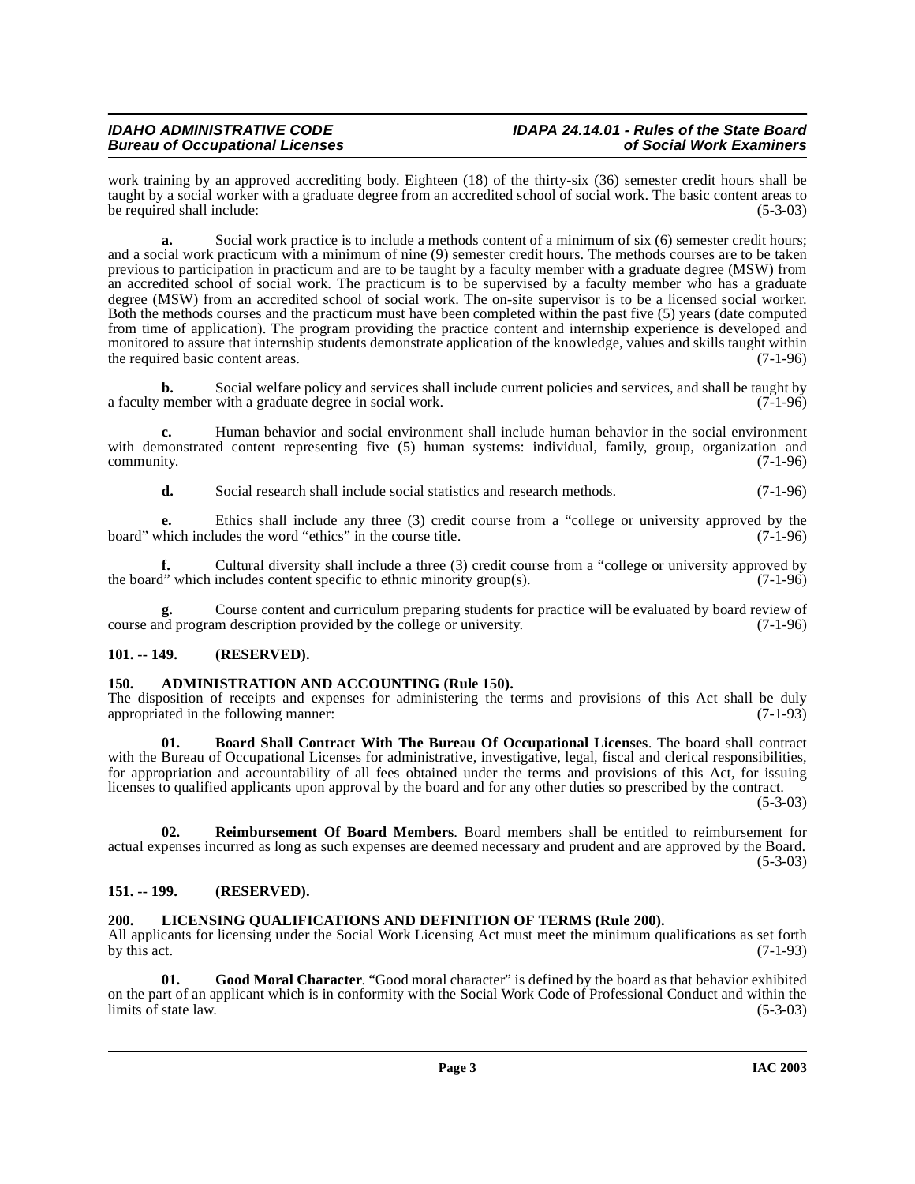work training by an approved accrediting body. Eighteen (18) of the thirty-six (36) semester credit hours shall be taught by a social worker with a graduate degree from an accredited school of social work. The basic content areas to be required shall include: (5-3-03)

**a.** Social work practice is to include a methods content of a minimum of six (6) semester credit hours; and a social work practicum with a minimum of nine (9) semester credit hours. The methods courses are to be taken previous to participation in practicum and are to be taught by a faculty member with a graduate degree (MSW) from an accredited school of social work. The practicum is to be supervised by a faculty member who has a graduate degree (MSW) from an accredited school of social work. The on-site supervisor is to be a licensed social worker. Both the methods courses and the practicum must have been completed within the past five (5) years (date computed from time of application). The program providing the practice content and internship experience is developed and monitored to assure that internship students demonstrate application of the knowledge, values and skills taught within the required basic content areas. (7-1-96)

**b.** Social welfare policy and services shall include current policies and services, and shall be taught by a faculty member with a graduate degree in social work. (7-1-96)

**c.** Human behavior and social environment shall include human behavior in the social environment with demonstrated content representing five (5) human systems: individual, family, group, organization and community. (7-1-96)

**d.** Social research shall include social statistics and research methods. (7-1-96)

**e.** Ethics shall include any three (3) credit course from a "college or university approved by the board" which includes the word "ethics" in the course title. (7-1-96)

**f.** Cultural diversity shall include a three (3) credit course from a "college or university approved by the board" which includes content specific to ethnic minority group(s). (7-1-96)

**g.** Course content and curriculum preparing students for practice will be evaluated by board review of course and program description provided by the college or university. (7-1-96)

## 101. -- 149. (RESERVED).

## 150. ADMINISTRATION AND ACCOUNTING (Rule 150).

The disposition of receipts and expenses for administering the terms and provisions of this Act shall be duly appropriated in the following manner: (7-1-93)

**01. Board Shall Contract With The Bureau Of Occupational Licenses**. The board shall contract with the Bureau of Occupational Licenses for administrative, investigative, legal, fiscal and clerical responsibilities, for appropriation and accountability of all fees obtained under the terms and provisions of this Act, for issuing licenses to qualified applicants upon approval by the board and for any other duties so prescribed by the contract. (5-3-03)

**02. Reimbursement Of Board Members**. Board members shall be entitled to reimbursement for actual expenses incurred as long as such expenses are deemed necessary and prudent and are approved by the Board. (5-3-03)

## 151. -- 199. (RESERVED).

## 200. LICENSING QUALIFICATIONS AND DEFINITION OF TERMS (Rule 200).

All applicants for licensing under the Social Work Licensing Act must meet the minimum qualifications as set forth by this act. (7-1-93)

**01. Good Moral Character**. "Good moral character" is defined by the board as that behavior exhibited on the part of an applicant which is in conformity with the Social Work Code of Professional Conduct and within the limits of state law. (5-3-03)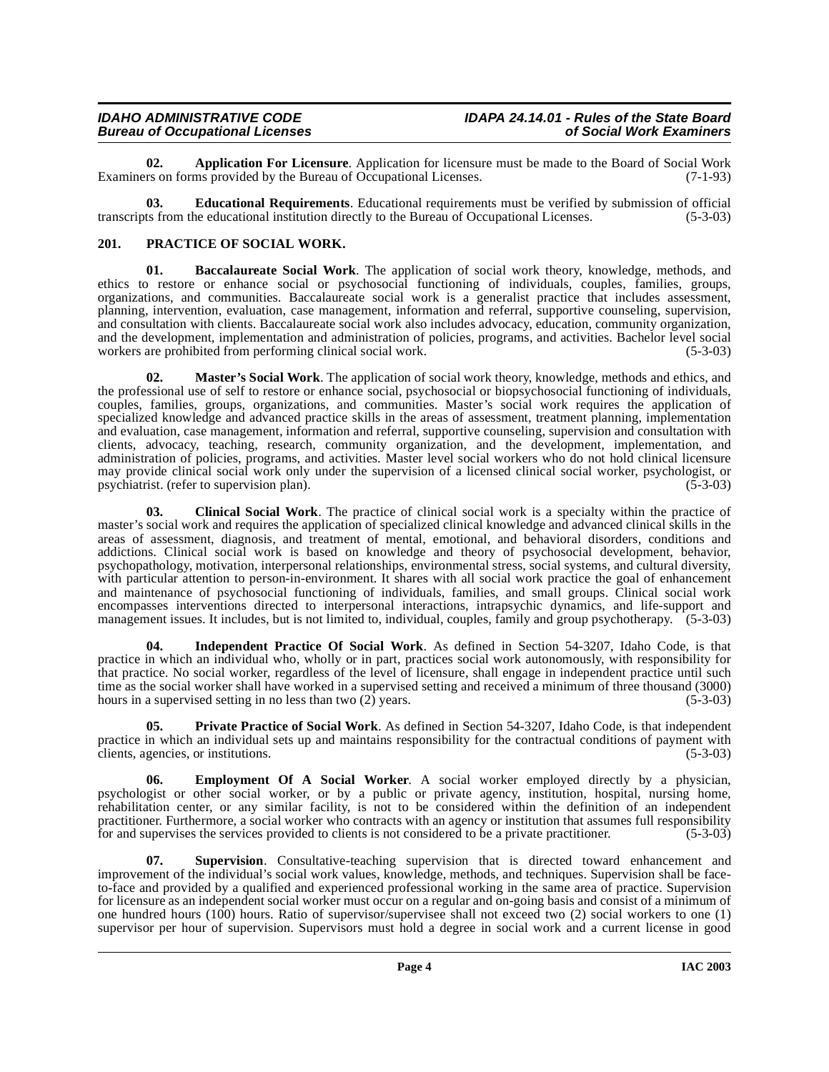**02. Application For Licensure**. Application for licensure must be made to the Board of Social Work Examiners on forms provided by the Bureau of Occupational Licenses. (7-1-93)

**03. Educational Requirements**. Educational requirements must be verified by submission of official transcripts from the educational institution directly to the Bureau of Occupational Licenses. (5-3-03)

## 201. PRACTICE OF SOCIAL WORK.

**01. Baccalaureate Social Work**. The application of social work theory, knowledge, methods, and ethics to restore or enhance social or psychosocial functioning of individuals, couples, families, groups, organizations, and communities. Baccalaureate social work is a generalist practice that includes assessment, planning, intervention, evaluation, case management, information and referral, supportive counseling, supervision, and consultation with clients. Baccalaureate social work also includes advocacy, education, community organization, and the development, implementation and administration of policies, programs, and activities. Bachelor level social workers are prohibited from performing clinical social work. (5-3-03)

**02. Master's Social Work**. The application of social work theory, knowledge, methods and ethics, and the professional use of self to restore or enhance social, psychosocial or biopsychosocial functioning of individuals, couples, families, groups, organizations, and communities. Master's social work requires the application of specialized knowledge and advanced practice skills in the areas of assessment, treatment planning, implementation and evaluation, case management, information and referral, supportive counseling, supervision and consultation with clients, advocacy, teaching, research, community organization, and the development, implementation, and administration of policies, programs, and activities. Master level social workers who do not hold clinical licensure may provide clinical social work only under the supervision of a licensed clinical social worker, psychologist, or psychiatrist. (refer to supervision plan). (5-3-03)

**03. Clinical Social Work**. The practice of clinical social work is a specialty within the practice of master's social work and requires the application of specialized clinical knowledge and advanced clinical skills in the areas of assessment, diagnosis, and treatment of mental, emotional, and behavioral disorders, conditions and addictions. Clinical social work is based on knowledge and theory of psychosocial development, behavior, psychopathology, motivation, interpersonal relationships, environmental stress, social systems, and cultural diversity, with particular attention to person-in-environment. It shares with all social work practice the goal of enhancement and maintenance of psychosocial functioning of individuals, families, and small groups. Clinical social work encompasses interventions directed to interpersonal interactions, intrapsychic dynamics, and life-support and management issues. It includes, but is not limited to, individual, couples, family and group psychotherapy. (5-3-03)

**04. Independent Practice Of Social Work**. As defined in Section 54-3207, Idaho Code, is that practice in which an individual who, wholly or in part, practices social work autonomously, with responsibility for that practice. No social worker, regardless of the level of licensure, shall engage in independent practice until such time as the social worker shall have worked in a supervised setting and received a minimum of three thousand (3000) hours in a supervised setting in no less than two (2) years. (5-3-03)

**05. Private Practice of Social Work**. As defined in Section 54-3207, Idaho Code, is that independent practice in which an individual sets up and maintains responsibility for the contractual conditions of payment with clients, agencies, or institutions. (5-3-03)

**06. Employment Of A Social Worker**. A social worker employed directly by a physician, psychologist or other social worker, or by a public or private agency, institution, hospital, nursing home, rehabilitation center, or any similar facility, is not to be considered within the definition of an independent practitioner. Furthermore, a social worker who contracts with an agency or institution that assumes full responsibility for and supervises the services provided to clients is not considered to be a private practitioner. (5-3-03)

**07. Supervision**. Consultative-teaching supervision that is directed toward enhancement and improvement of the individual's social work values, knowledge, methods, and techniques. Supervision shall be face-to-face and provided by a qualified and experienced professional working in the same area of practice. Supervision for licensure as an independent social worker must occur on a regular and on-going basis and consist of a minimum of one hundred hours (100) hours. Ratio of supervisor/supervisee shall not exceed two (2) social workers to one (1) supervisor per hour of supervision. Supervisors must hold a degree in social work and a current license in good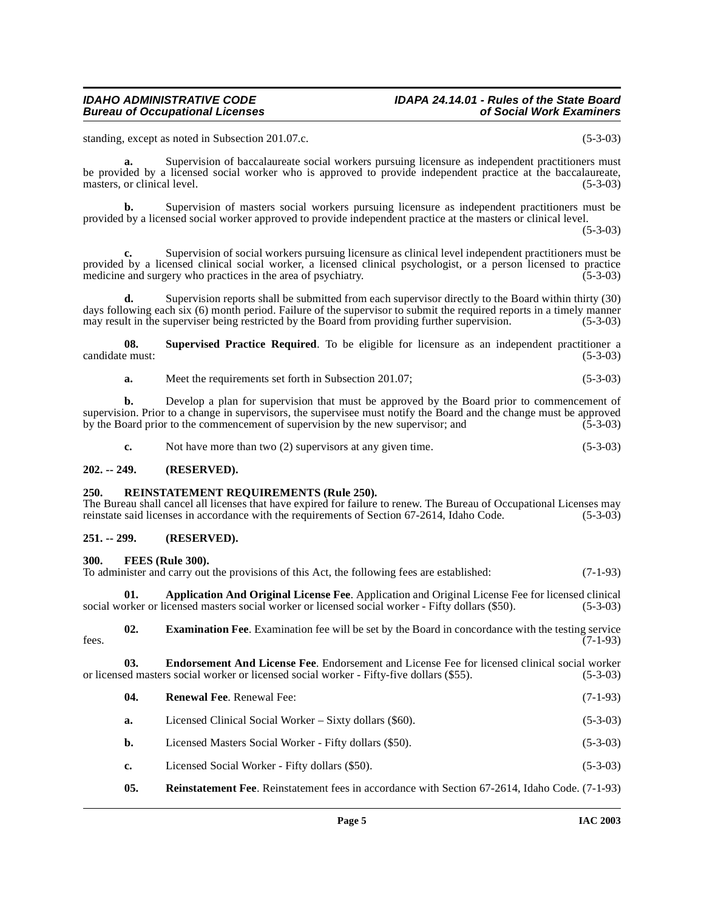standing, except as noted in Subsection 201.07.c. (5-3-03)

**a.** Supervision of baccalaureate social workers pursuing licensure as independent practitioners must be provided by a licensed social worker who is approved to provide independent practice at the baccalaureate, masters, or clinical level. (5-3-03)

**b.** Supervision of masters social workers pursuing licensure as independent practitioners must be provided by a licensed social worker approved to provide independent practice at the masters or clinical level. (5-3-03)

**c.** Supervision of social workers pursuing licensure as clinical level independent practitioners must be provided by a licensed clinical social worker, a licensed clinical psychologist, or a person licensed to practice medicine and surgery who practices in the area of psychiatry. (5-3-03)

**d.** Supervision reports shall be submitted from each supervisor directly to the Board within thirty (30) days following each six (6) month period. Failure of the supervisor to submit the required reports in a timely manner may result in the superviser being restricted by the Board from providing further supervision. (5-3-03)

**08. Supervised Practice Required**. To be eligible for licensure as an independent practitioner a candidate must: (5-3-03)

**a.** Meet the requirements set forth in Subsection 201.07; (5-3-03)

**b.** Develop a plan for supervision that must be approved by the Board prior to commencement of supervision. Prior to a change in supervisors, the supervisee must notify the Board and the change must be approved by the Board prior to the commencement of supervision by the new supervisor; and (5-3-03)

**c.** Not have more than two (2) supervisors at any given time. (5-3-03)

## 202. -- 249. (RESERVED).

## 250. REINSTATEMENT REQUIREMENTS (Rule 250).

The Bureau shall cancel all licenses that have expired for failure to renew. The Bureau of Occupational Licenses may reinstate said licenses in accordance with the requirements of Section 67-2614, Idaho Code. (5-3-03)

## 251. -- 299. (RESERVED).

## 300. FEES (Rule 300).

To administer and carry out the provisions of this Act, the following fees are established: (7-1-93)

**01. Application And Original License Fee**. Application and Original License Fee for licensed clinical social worker or licensed masters social worker or licensed social worker - Fifty dollars ($50). (5-3-03)

**02. Examination Fee**. Examination fee will be set by the Board in concordance with the testing service fees. (7-1-93)

**03. Endorsement And License Fee**. Endorsement and License Fee for licensed clinical social worker or licensed masters social worker or licensed social worker - Fifty-five dollars ($55). (5-3-03)

**04. Renewal Fee**. Renewal Fee: (7-1-93)

**a.** Licensed Clinical Social Worker – Sixty dollars ($60). (5-3-03)

**b.** Licensed Masters Social Worker - Fifty dollars ($50). (5-3-03)

**c.** Licensed Social Worker - Fifty dollars ($50). (5-3-03)

**05. Reinstatement Fee**. Reinstatement fees in accordance with Section 67-2614, Idaho Code. (7-1-93)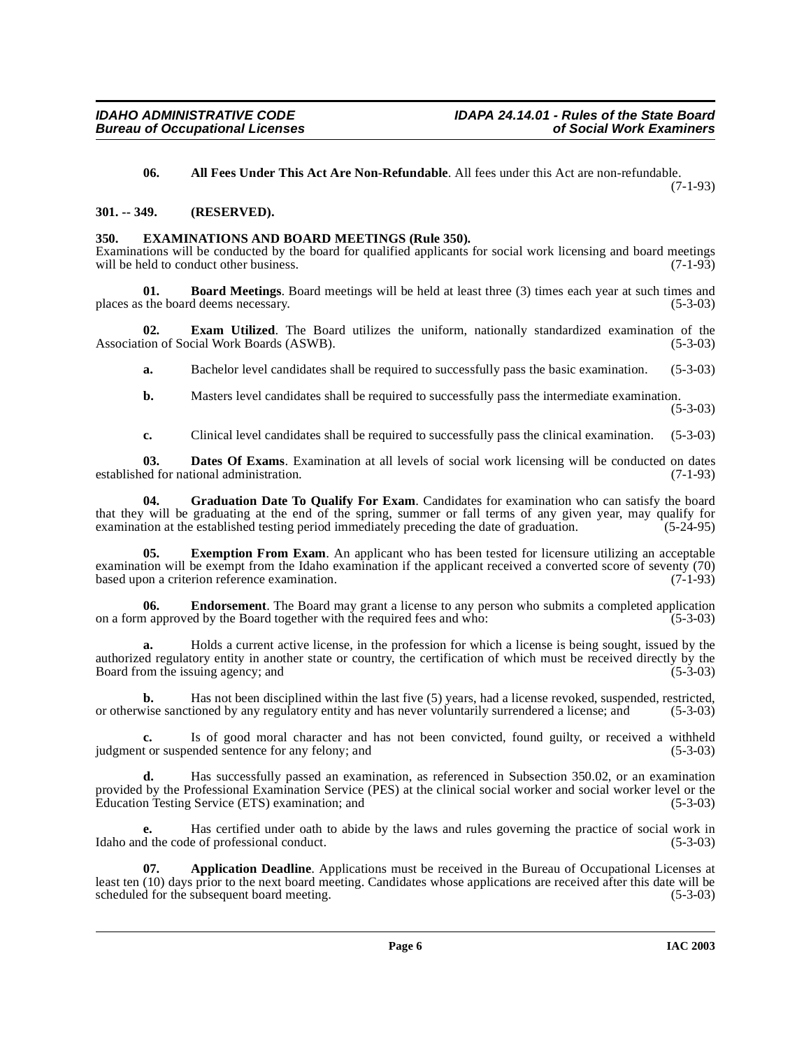**06. All Fees Under This Act Are Non-Refundable**. All fees under this Act are non-refundable. (7-1-93)

### 301. -- 349. (RESERVED).

### 350. EXAMINATIONS AND BOARD MEETINGS (Rule 350).

Examinations will be conducted by the board for qualified applicants for social work licensing and board meetings will be held to conduct other business. (7-1-93)

**01. Board Meetings**. Board meetings will be held at least three (3) times each year at such times and places as the board deems necessary. (5-3-03)

**02. Exam Utilized**. The Board utilizes the uniform, nationally standardized examination of the Association of Social Work Boards (ASWB). (5-3-03)

**a.** Bachelor level candidates shall be required to successfully pass the basic examination. (5-3-03)

**b.** Masters level candidates shall be required to successfully pass the intermediate examination. (5-3-03)

**c.** Clinical level candidates shall be required to successfully pass the clinical examination. (5-3-03)

**03. Dates Of Exams**. Examination at all levels of social work licensing will be conducted on dates established for national administration. (7-1-93)

**04. Graduation Date To Qualify For Exam**. Candidates for examination who can satisfy the board that they will be graduating at the end of the spring, summer or fall terms of any given year, may qualify for examination at the established testing period immediately preceding the date of graduation. (5-24-95)

**05. Exemption From Exam**. An applicant who has been tested for licensure utilizing an acceptable examination will be exempt from the Idaho examination if the applicant received a converted score of seventy (70) based upon a criterion reference examination. (7-1-93)

**06. Endorsement**. The Board may grant a license to any person who submits a completed application on a form approved by the Board together with the required fees and who: (5-3-03)

**a.** Holds a current active license, in the profession for which a license is being sought, issued by the authorized regulatory entity in another state or country, the certification of which must be received directly by the Board from the issuing agency; and (5-3-03)

**b.** Has not been disciplined within the last five (5) years, had a license revoked, suspended, restricted, or otherwise sanctioned by any regulatory entity and has never voluntarily surrendered a license; and (5-3-03)

**c.** Is of good moral character and has not been convicted, found guilty, or received a withheld judgment or suspended sentence for any felony; and (5-3-03)

**d.** Has successfully passed an examination, as referenced in Subsection 350.02, or an examination provided by the Professional Examination Service (PES) at the clinical social worker and social worker level or the Education Testing Service (ETS) examination; and (5-3-03)

**e.** Has certified under oath to abide by the laws and rules governing the practice of social work in Idaho and the code of professional conduct. (5-3-03)

**07. Application Deadline**. Applications must be received in the Bureau of Occupational Licenses at least ten (10) days prior to the next board meeting. Candidates whose applications are received after this date will be scheduled for the subsequent board meeting. (5-3-03)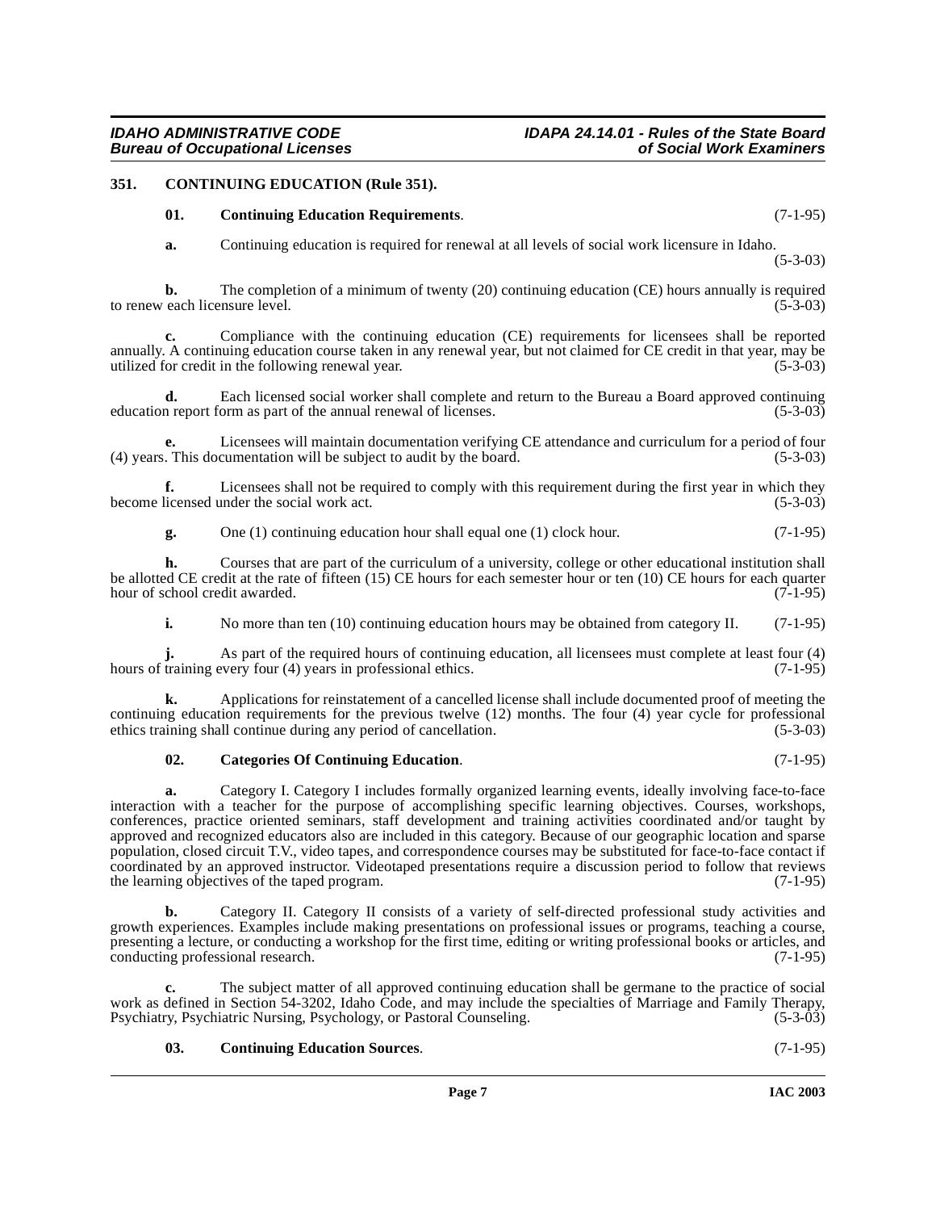## 351. CONTINUING EDUCATION (Rule 351).

**01. Continuing Education Requirements**. (7-1-95)

**a.** Continuing education is required for renewal at all levels of social work licensure in Idaho. (5-3-03)

**b.** The completion of a minimum of twenty (20) continuing education (CE) hours annually is required to renew each licensure level. (5-3-03)

**c.** Compliance with the continuing education (CE) requirements for licensees shall be reported annually. A continuing education course taken in any renewal year, but not claimed for CE credit in that year, may be utilized for credit in the following renewal year. (5-3-03)

**d.** Each licensed social worker shall complete and return to the Bureau a Board approved continuing education report form as part of the annual renewal of licenses. (5-3-03)

**e.** Licensees will maintain documentation verifying CE attendance and curriculum for a period of four (4) years. This documentation will be subject to audit by the board. (5-3-03)

**f.** Licensees shall not be required to comply with this requirement during the first year in which they become licensed under the social work act. (5-3-03)

**g.** One (1) continuing education hour shall equal one (1) clock hour. (7-1-95)

**h.** Courses that are part of the curriculum of a university, college or other educational institution shall be allotted CE credit at the rate of fifteen (15) CE hours for each semester hour or ten (10) CE hours for each quarter hour of school credit awarded. (7-1-95)

**i.** No more than ten (10) continuing education hours may be obtained from category II. (7-1-95)

**j.** As part of the required hours of continuing education, all licensees must complete at least four (4) hours of training every four (4) years in professional ethics. (7-1-95)

**k.** Applications for reinstatement of a cancelled license shall include documented proof of meeting the continuing education requirements for the previous twelve (12) months. The four (4) year cycle for professional ethics training shall continue during any period of cancellation. (5-3-03)

**02. Categories Of Continuing Education**. (7-1-95)

**a.** Category I. Category I includes formally organized learning events, ideally involving face-to-face interaction with a teacher for the purpose of accomplishing specific learning objectives. Courses, workshops, conferences, practice oriented seminars, staff development and training activities coordinated and/or taught by approved and recognized educators also are included in this category. Because of our geographic location and sparse population, closed circuit T.V., video tapes, and correspondence courses may be substituted for face-to-face contact if coordinated by an approved instructor. Videotaped presentations require a discussion period to follow that reviews the learning objectives of the taped program. (7-1-95)

**b.** Category II. Category II consists of a variety of self-directed professional study activities and growth experiences. Examples include making presentations on professional issues or programs, teaching a course, presenting a lecture, or conducting a workshop for the first time, editing or writing professional books or articles, and conducting professional research. (7-1-95)

**c.** The subject matter of all approved continuing education shall be germane to the practice of social work as defined in Section 54-3202, Idaho Code, and may include the specialties of Marriage and Family Therapy, Psychiatry, Psychiatric Nursing, Psychology, or Pastoral Counseling. (5-3-03)

**03. Continuing Education Sources**. (7-1-95)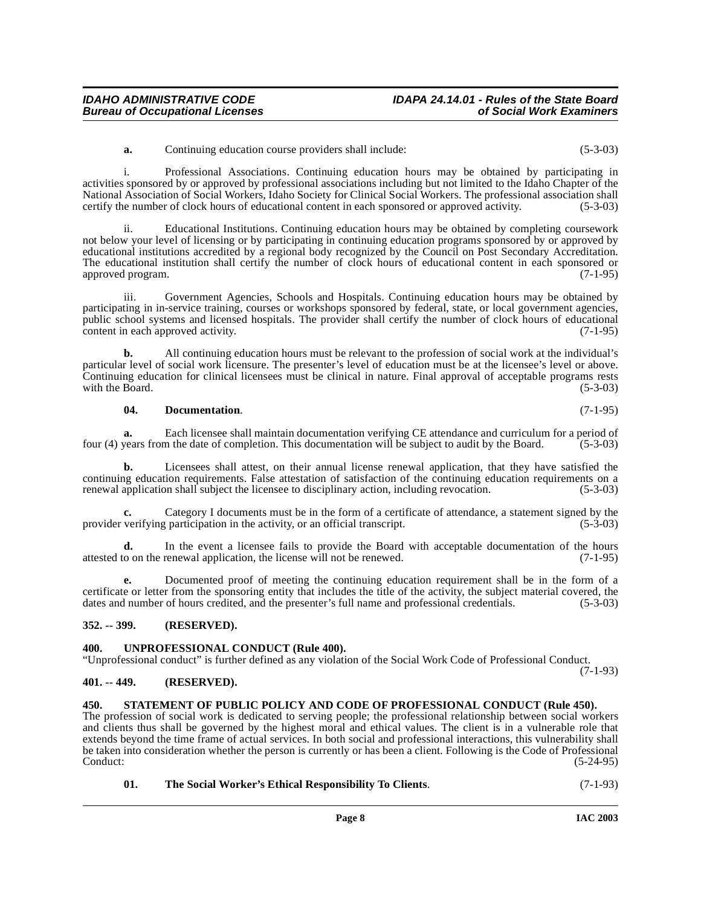**a.** Continuing education course providers shall include: (5-3-03)

i. Professional Associations. Continuing education hours may be obtained by participating in activities sponsored by or approved by professional associations including but not limited to the Idaho Chapter of the National Association of Social Workers, Idaho Society for Clinical Social Workers. The professional association shall certify the number of clock hours of educational content in each sponsored or approved activity. (5-3-03)

ii. Educational Institutions. Continuing education hours may be obtained by completing coursework not below your level of licensing or by participating in continuing education programs sponsored by or approved by educational institutions accredited by a regional body recognized by the Council on Post Secondary Accreditation. The educational institution shall certify the number of clock hours of educational content in each sponsored or approved program. (7-1-95)

iii. Government Agencies, Schools and Hospitals. Continuing education hours may be obtained by participating in in-service training, courses or workshops sponsored by federal, state, or local government agencies, public school systems and licensed hospitals. The provider shall certify the number of clock hours of educational content in each approved activity. (7-1-95)

**b.** All continuing education hours must be relevant to the profession of social work at the individual's particular level of social work licensure. The presenter's level of education must be at the licensee's level or above. Continuing education for clinical licensees must be clinical in nature. Final approval of acceptable programs rests with the Board. (5-3-03)

**04. Documentation**. (7-1-95)

**a.** Each licensee shall maintain documentation verifying CE attendance and curriculum for a period of four (4) years from the date of completion. This documentation will be subject to audit by the Board. (5-3-03)

**b.** Licensees shall attest, on their annual license renewal application, that they have satisfied the continuing education requirements. False attestation of satisfaction of the continuing education requirements on a renewal application shall subject the licensee to disciplinary action, including revocation. (5-3-03)

**c.** Category I documents must be in the form of a certificate of attendance, a statement signed by the provider verifying participation in the activity, or an official transcript. (5-3-03)

**d.** In the event a licensee fails to provide the Board with acceptable documentation of the hours attested to on the renewal application, the license will not be renewed. (7-1-95)

**e.** Documented proof of meeting the continuing education requirement shall be in the form of a certificate or letter from the sponsoring entity that includes the title of the activity, the subject material covered, the dates and number of hours credited, and the presenter's full name and professional credentials. (5-3-03)

### 352. -- 399. (RESERVED).

### 400. UNPROFESSIONAL CONDUCT (Rule 400).

"Unprofessional conduct" is further defined as any violation of the Social Work Code of Professional Conduct. (7-1-93)

### 401. -- 449. (RESERVED).

### 450. STATEMENT OF PUBLIC POLICY AND CODE OF PROFESSIONAL CONDUCT (Rule 450).

The profession of social work is dedicated to serving people; the professional relationship between social workers and clients thus shall be governed by the highest moral and ethical values. The client is in a vulnerable role that extends beyond the time frame of actual services. In both social and professional interactions, this vulnerability shall be taken into consideration whether the person is currently or has been a client. Following is the Code of Professional Conduct: (5-24-95)

**01. The Social Worker's Ethical Responsibility To Clients**. (7-1-93)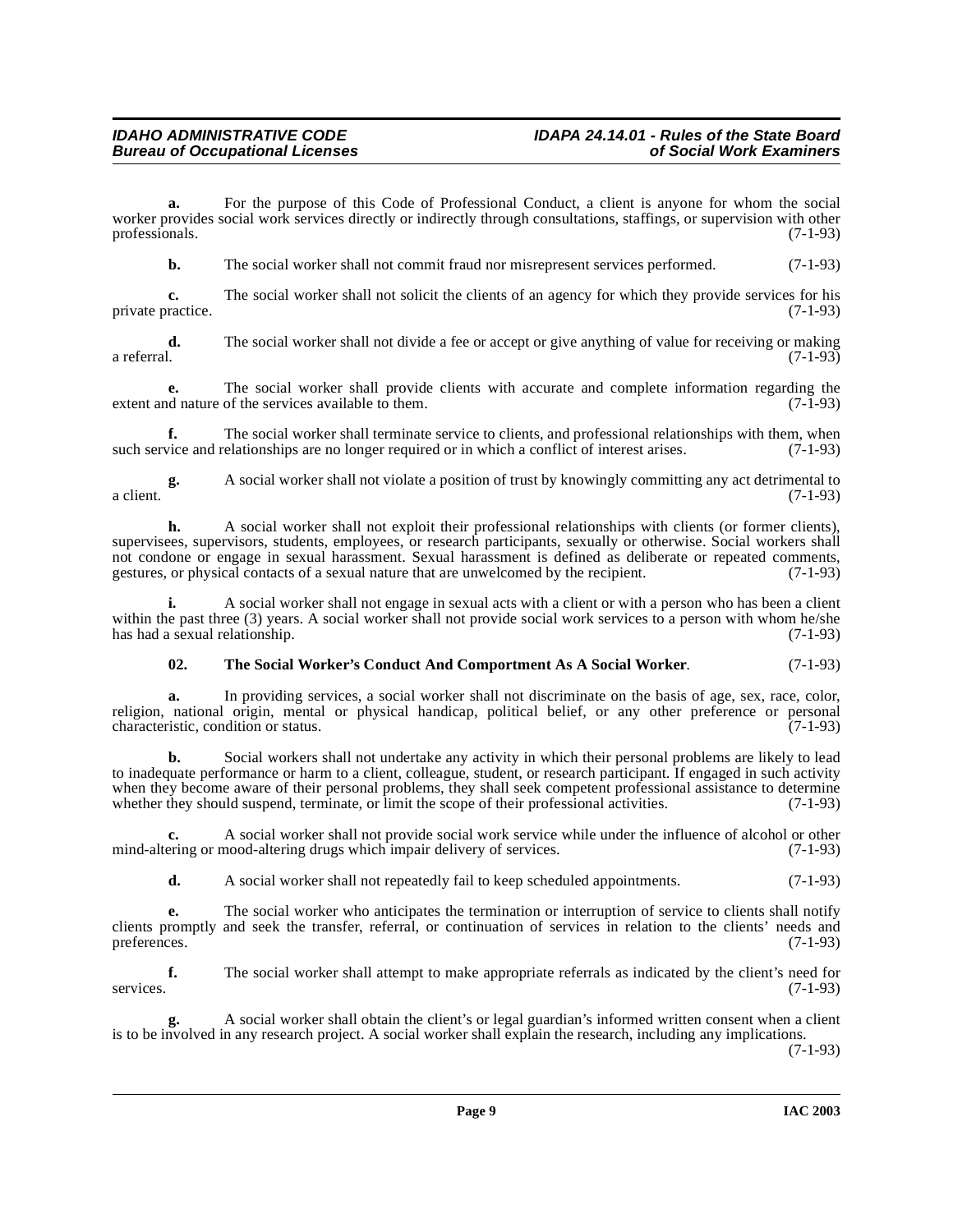**a.** For the purpose of this Code of Professional Conduct, a client is anyone for whom the social worker provides social work services directly or indirectly through consultations, staffings, or supervision with other professionals. (7-1-93)

**b.** The social worker shall not commit fraud nor misrepresent services performed. (7-1-93)

**c.** The social worker shall not solicit the clients of an agency for which they provide services for his private practice. (7-1-93)

**d.** The social worker shall not divide a fee or accept or give anything of value for receiving or making a referral. (7-1-93)

**e.** The social worker shall provide clients with accurate and complete information regarding the extent and nature of the services available to them. (7-1-93)

**f.** The social worker shall terminate service to clients, and professional relationships with them, when such service and relationships are no longer required or in which a conflict of interest arises. (7-1-93)

**g.** A social worker shall not violate a position of trust by knowingly committing any act detrimental to a client. (7-1-93)

**h.** A social worker shall not exploit their professional relationships with clients (or former clients), supervisees, supervisors, students, employees, or research participants, sexually or otherwise. Social workers shall not condone or engage in sexual harassment. Sexual harassment is defined as deliberate or repeated comments, gestures, or physical contacts of a sexual nature that are unwelcomed by the recipient. (7-1-93)

**i.** A social worker shall not engage in sexual acts with a client or with a person who has been a client within the past three (3) years. A social worker shall not provide social work services to a person with whom he/she has had a sexual relationship. (7-1-93)

**02. The Social Worker's Conduct And Comportment As A Social Worker**. (7-1-93)

**a.** In providing services, a social worker shall not discriminate on the basis of age, sex, race, color, religion, national origin, mental or physical handicap, political belief, or any other preference or personal characteristic, condition or status. (7-1-93)

**b.** Social workers shall not undertake any activity in which their personal problems are likely to lead to inadequate performance or harm to a client, colleague, student, or research participant. If engaged in such activity when they become aware of their personal problems, they shall seek competent professional assistance to determine whether they should suspend, terminate, or limit the scope of their professional activities. (7-1-93)

**c.** A social worker shall not provide social work service while under the influence of alcohol or other mind-altering or mood-altering drugs which impair delivery of services. (7-1-93)

**d.** A social worker shall not repeatedly fail to keep scheduled appointments. (7-1-93)

**e.** The social worker who anticipates the termination or interruption of service to clients shall notify clients promptly and seek the transfer, referral, or continuation of services in relation to the clients' needs and preferences. (7-1-93)

**f.** The social worker shall attempt to make appropriate referrals as indicated by the client's need for services. (7-1-93)

**g.** A social worker shall obtain the client's or legal guardian's informed written consent when a client is to be involved in any research project. A social worker shall explain the research, including any implications. (7-1-93)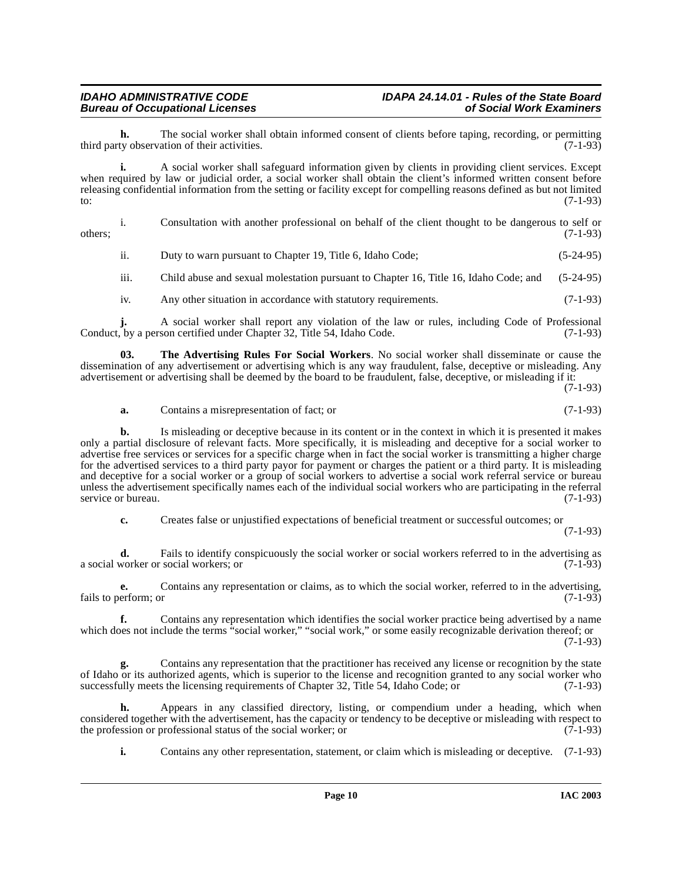**h.** The social worker shall obtain informed consent of clients before taping, recording, or permitting third party observation of their activities. (7-1-93)

**i.** A social worker shall safeguard information given by clients in providing client services. Except when required by law or judicial order, a social worker shall obtain the client's informed written consent before releasing confidential information from the setting or facility except for compelling reasons defined as but not limited to: (7-1-93)

i. Consultation with another professional on behalf of the client thought to be dangerous to self or others; (7-1-93)

ii. Duty to warn pursuant to Chapter 19, Title 6, Idaho Code; (5-24-95)

iii. Child abuse and sexual molestation pursuant to Chapter 16, Title 16, Idaho Code; and (5-24-95)

iv. Any other situation in accordance with statutory requirements. (7-1-93)

**j.** A social worker shall report any violation of the law or rules, including Code of Professional Conduct, by a person certified under Chapter 32, Title 54, Idaho Code. (7-1-93)

**03. The Advertising Rules For Social Workers**. No social worker shall disseminate or cause the dissemination of any advertisement or advertising which is any way fraudulent, false, deceptive or misleading. Any advertisement or advertising shall be deemed by the board to be fraudulent, false, deceptive, or misleading if it: (7-1-93)

**a.** Contains a misrepresentation of fact; or (7-1-93)

**b.** Is misleading or deceptive because in its content or in the context in which it is presented it makes only a partial disclosure of relevant facts. More specifically, it is misleading and deceptive for a social worker to advertise free services or services for a specific charge when in fact the social worker is transmitting a higher charge for the advertised services to a third party payor for payment or charges the patient or a third party. It is misleading and deceptive for a social worker or a group of social workers to advertise a social work referral service or bureau unless the advertisement specifically names each of the individual social workers who are participating in the referral service or bureau. (7-1-93)

**c.** Creates false or unjustified expectations of beneficial treatment or successful outcomes; or (7-1-93)

**d.** Fails to identify conspicuously the social worker or social workers referred to in the advertising as a social worker or social workers; or (7-1-93)

**e.** Contains any representation or claims, as to which the social worker, referred to in the advertising, fails to perform; or (7-1-93)

**f.** Contains any representation which identifies the social worker practice being advertised by a name which does not include the terms "social worker," "social work," or some easily recognizable derivation thereof; or (7-1-93)

**g.** Contains any representation that the practitioner has received any license or recognition by the state of Idaho or its authorized agents, which is superior to the license and recognition granted to any social worker who successfully meets the licensing requirements of Chapter 32, Title 54, Idaho Code; or (7-1-93)

**h.** Appears in any classified directory, listing, or compendium under a heading, which when considered together with the advertisement, has the capacity or tendency to be deceptive or misleading with respect to the profession or professional status of the social worker; or (7-1-93)

**i.** Contains any other representation, statement, or claim which is misleading or deceptive. (7-1-93)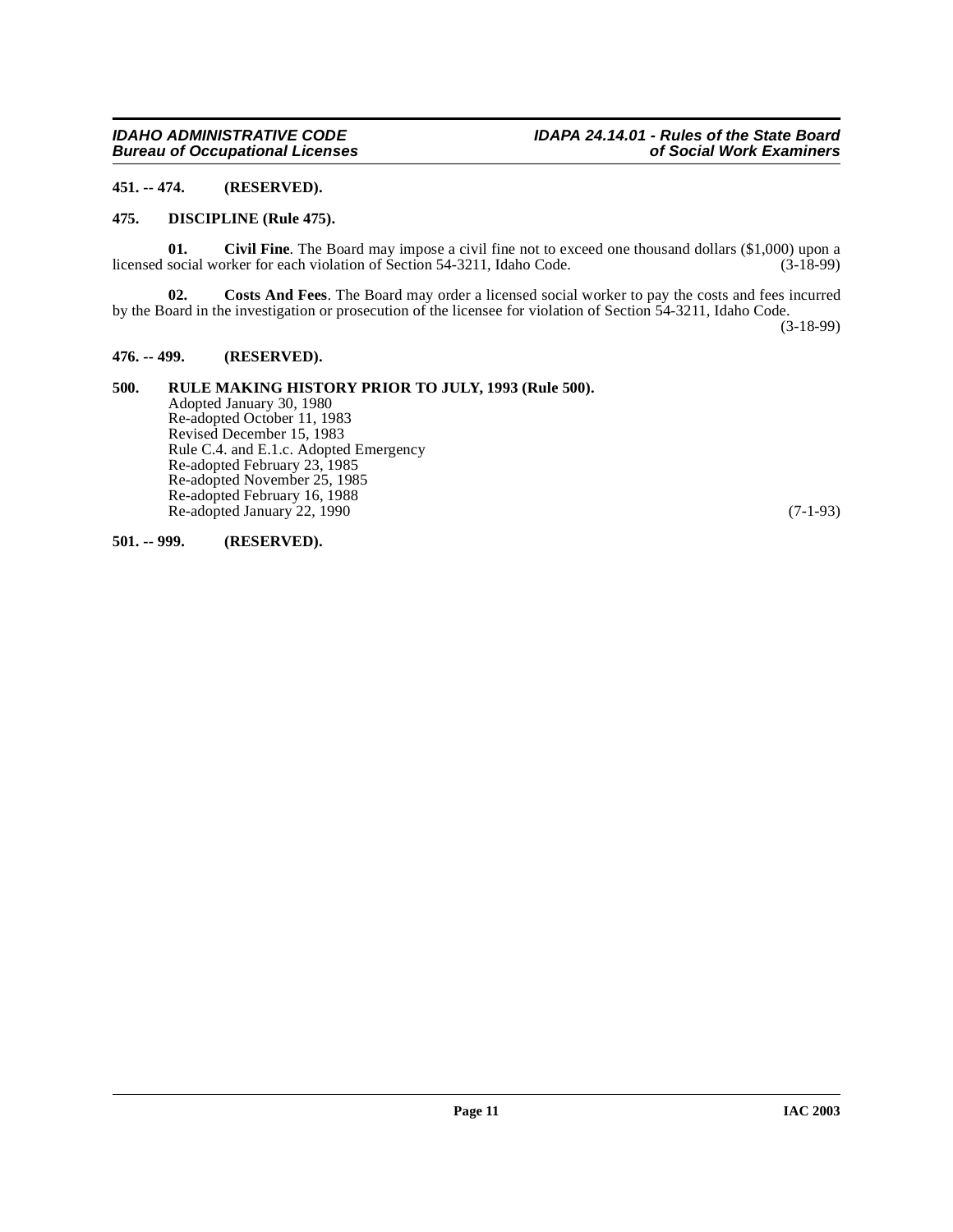**451. -- 474. (RESERVED).**

**475. DISCIPLINE (Rule 475).**

**01. Civil Fine**. The Board may impose a civil fine not to exceed one thousand dollars ($1,000) upon a licensed social worker for each violation of Section 54-3211, Idaho Code. (3-18-99)

**02. Costs And Fees**. The Board may order a licensed social worker to pay the costs and fees incurred by the Board in the investigation or prosecution of the licensee for violation of Section 54-3211, Idaho Code. (3-18-99)

**476. -- 499. (RESERVED).**

**500. RULE MAKING HISTORY PRIOR TO JULY, 1993 (Rule 500).**

Adopted January 30, 1980
Re-adopted October 11, 1983
Revised December 15, 1983
Rule C.4. and E.1.c. Adopted Emergency
Re-adopted February 23, 1985
Re-adopted November 25, 1985
Re-adopted February 16, 1988
Re-adopted January 22, 1990 (7-1-93)

**501. -- 999. (RESERVED).**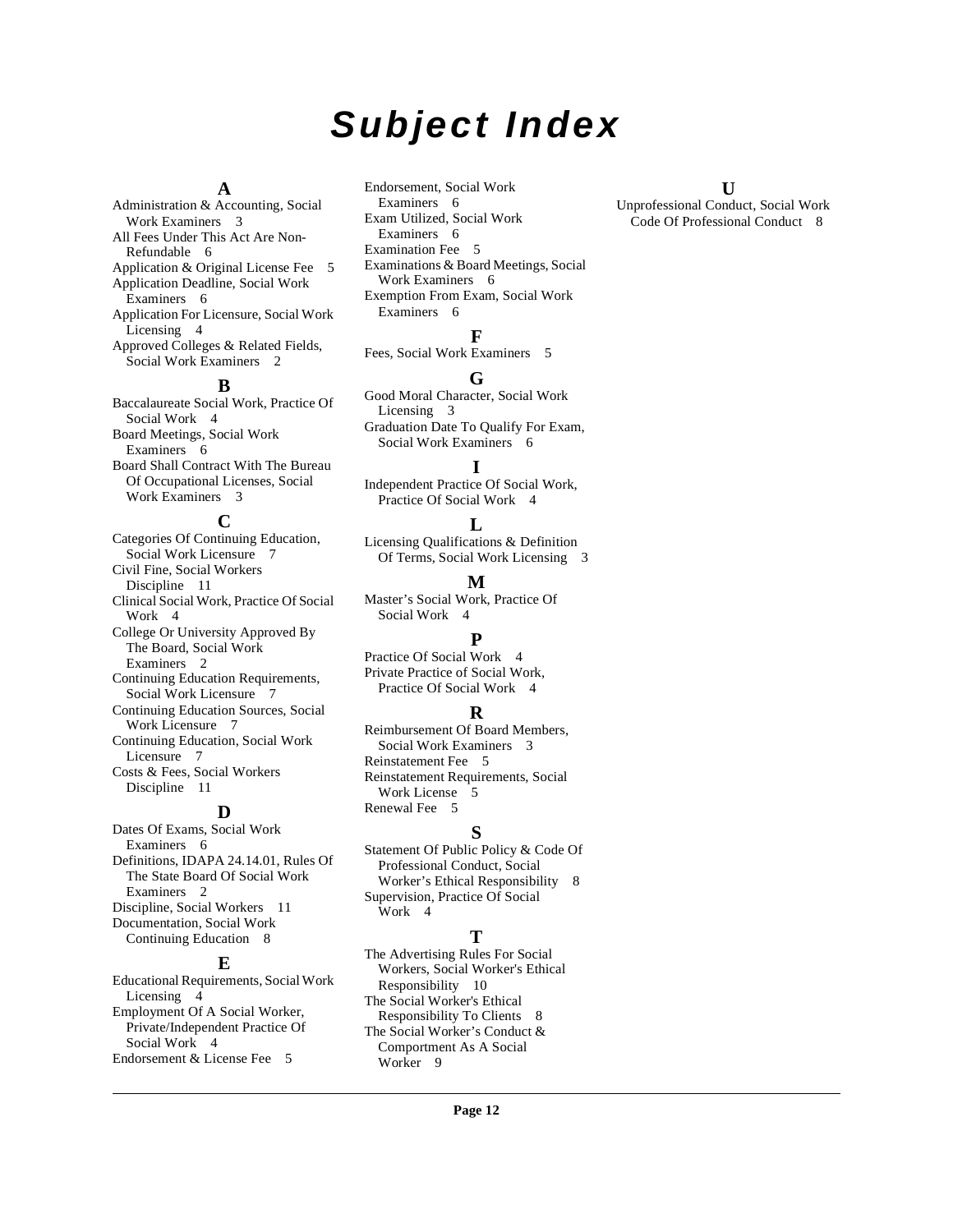# Subject Index

## A

Administration & Accounting, Social Work Examiners 3
All Fees Under This Act Are Non-Refundable 6
Application & Original License Fee 5
Application Deadline, Social Work Examiners 6
Application For Licensure, Social Work Licensing 4
Approved Colleges & Related Fields, Social Work Examiners 2

## B

Baccalaureate Social Work, Practice Of Social Work 4
Board Meetings, Social Work Examiners 6
Board Shall Contract With The Bureau Of Occupational Licenses, Social Work Examiners 3

## C

Categories Of Continuing Education, Social Work Licensure 7
Civil Fine, Social Workers Discipline 11
Clinical Social Work, Practice Of Social Work 4
College Or University Approved By The Board, Social Work Examiners 2
Continuing Education Requirements, Social Work Licensure 7
Continuing Education Sources, Social Work Licensure 7
Continuing Education, Social Work Licensure 7
Costs & Fees, Social Workers Discipline 11

## D

Dates Of Exams, Social Work Examiners 6
Definitions, IDAPA 24.14.01, Rules Of The State Board Of Social Work Examiners 2
Discipline, Social Workers 11
Documentation, Social Work Continuing Education 8

## E

Educational Requirements, Social Work Licensing 4
Employment Of A Social Worker, Private/Independent Practice Of Social Work 4
Endorsement & License Fee 5
Endorsement, Social Work Examiners 6
Exam Utilized, Social Work Examiners 6
Examination Fee 5
Examinations & Board Meetings, Social Work Examiners 6
Exemption From Exam, Social Work Examiners 6

## F

Fees, Social Work Examiners 5

## G

Good Moral Character, Social Work Licensing 3
Graduation Date To Qualify For Exam, Social Work Examiners 6

## I

Independent Practice Of Social Work, Practice Of Social Work 4

## L

Licensing Qualifications & Definition Of Terms, Social Work Licensing 3

## M

Master’s Social Work, Practice Of Social Work 4

## P

Practice Of Social Work 4
Private Practice of Social Work, Practice Of Social Work 4

## R

Reimbursement Of Board Members, Social Work Examiners 3
Reinstatement Fee 5
Reinstatement Requirements, Social Work License 5
Renewal Fee 5

## S

Statement Of Public Policy & Code Of Professional Conduct, Social Worker’s Ethical Responsibility 8
Supervision, Practice Of Social Work 4

## T

The Advertising Rules For Social Workers, Social Worker's Ethical Responsibility 10
The Social Worker's Ethical Responsibility To Clients 8
The Social Worker’s Conduct & Comportment As A Social Worker 9

## U

Unprofessional Conduct, Social Work Code Of Professional Conduct 8